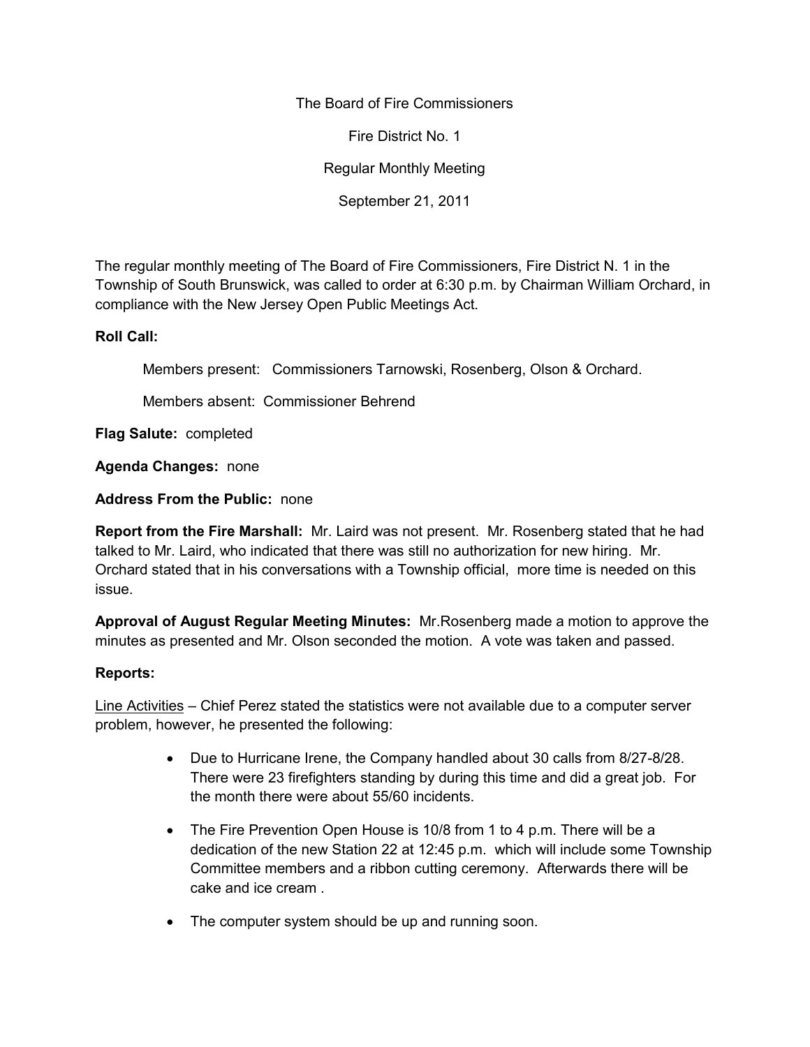The Board of Fire Commissioners

Fire District No. 1

Regular Monthly Meeting

September 21, 2011

The regular monthly meeting of The Board of Fire Commissioners, Fire District N. 1 in the Township of South Brunswick, was called to order at 6:30 p.m. by Chairman William Orchard, in compliance with the New Jersey Open Public Meetings Act.

**Roll Call:**

Members present: Commissioners Tarnowski, Rosenberg, Olson & Orchard.

Members absent: Commissioner Behrend

**Flag Salute:** completed

**Agenda Changes:** none

**Address From the Public:** none

**Report from the Fire Marshall:** Mr. Laird was not present. Mr. Rosenberg stated that he had talked to Mr. Laird, who indicated that there was still no authorization for new hiring. Mr. Orchard stated that in his conversations with a Township official, more time is needed on this issue.

**Approval of August Regular Meeting Minutes:** Mr.Rosenberg made a motion to approve the minutes as presented and Mr. Olson seconded the motion. A vote was taken and passed.

**Reports:**

Line Activities – Chief Perez stated the statistics were not available due to a computer server problem, however, he presented the following:

- Due to Hurricane Irene, the Company handled about 30 calls from 8/27-8/28. There were 23 firefighters standing by during this time and did a great job. For the month there were about 55/60 incidents.
- The Fire Prevention Open House is 10/8 from 1 to 4 p.m. There will be a dedication of the new Station 22 at 12:45 p.m. which will include some Township Committee members and a ribbon cutting ceremony. Afterwards there will be cake and ice cream .
- The computer system should be up and running soon.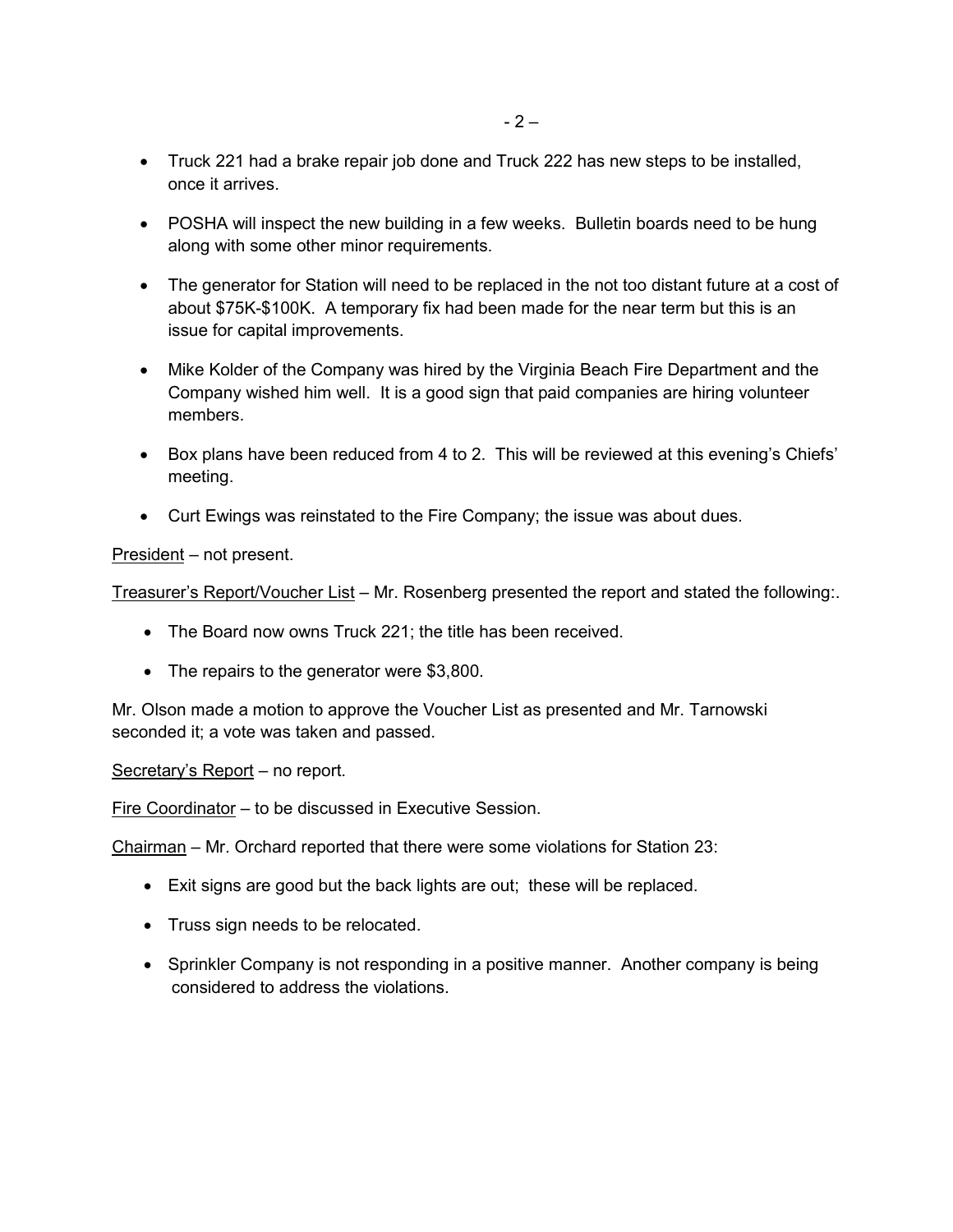- Truck 221 had a brake repair job done and Truck 222 has new steps to be installed, once it arrives.
- POSHA will inspect the new building in a few weeks. Bulletin boards need to be hung along with some other minor requirements.
- The generator for Station will need to be replaced in the not too distant future at a cost of about $75K-$100K. A temporary fix had been made for the near term but this is an issue for capital improvements.
- Mike Kolder of the Company was hired by the Virginia Beach Fire Department and the Company wished him well. It is a good sign that paid companies are hiring volunteer members.
- Box plans have been reduced from 4 to 2. This will be reviewed at this evening's Chiefs' meeting.
- Curt Ewings was reinstated to the Fire Company; the issue was about dues.

<u>President</u> – not present.

<u>Treasurer's Report/Voucher List</u> – Mr. Rosenberg presented the report and stated the following:.

- The Board now owns Truck 221; the title has been received.
- The repairs to the generator were $3,800.

Mr. Olson made a motion to approve the Voucher List as presented and Mr. Tarnowski seconded it; a vote was taken and passed.

<u>Secretary's Report</u> – no report.

<u>Fire Coordinator</u> – to be discussed in Executive Session.

<u>Chairman</u> – Mr. Orchard reported that there were some violations for Station 23:

- Exit signs are good but the back lights are out; these will be replaced.
- Truss sign needs to be relocated.
- Sprinkler Company is not responding in a positive manner. Another company is being considered to address the violations.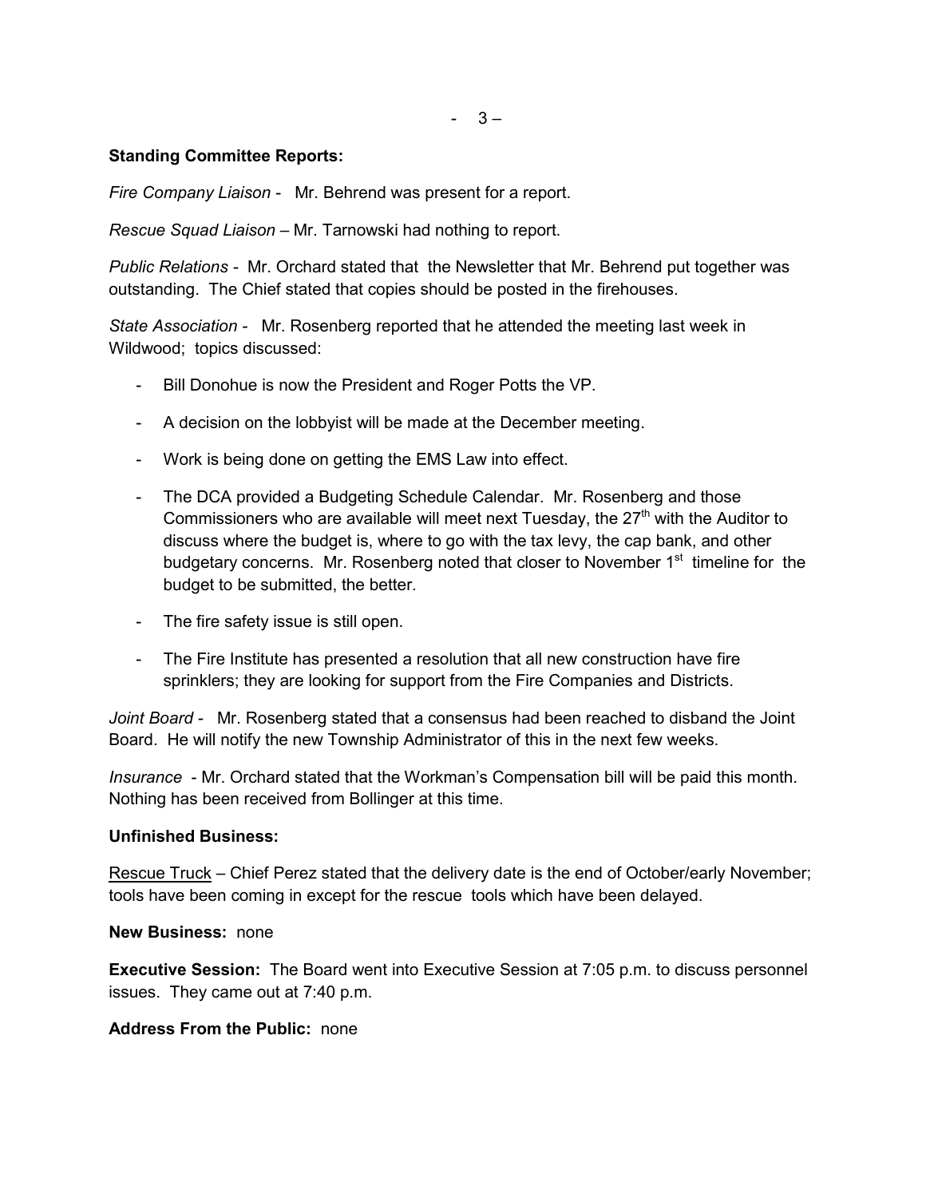**Standing Committee Reports:**

*Fire Company Liaison* - Mr. Behrend was present for a report.

*Rescue Squad Liaison* – Mr. Tarnowski had nothing to report.

*Public Relations* - Mr. Orchard stated that the Newsletter that Mr. Behrend put together was outstanding. The Chief stated that copies should be posted in the firehouses.

*State Association* - Mr. Rosenberg reported that he attended the meeting last week in Wildwood; topics discussed:

- Bill Donohue is now the President and Roger Potts the VP.
- A decision on the lobbyist will be made at the December meeting.
- Work is being done on getting the EMS Law into effect.
- The DCA provided a Budgeting Schedule Calendar. Mr. Rosenberg and those Commissioners who are available will meet next Tuesday, the 27th with the Auditor to discuss where the budget is, where to go with the tax levy, the cap bank, and other budgetary concerns. Mr. Rosenberg noted that closer to November 1st timeline for the budget to be submitted, the better.
- The fire safety issue is still open.
- The Fire Institute has presented a resolution that all new construction have fire sprinklers; they are looking for support from the Fire Companies and Districts.

*Joint Board* - Mr. Rosenberg stated that a consensus had been reached to disband the Joint Board. He will notify the new Township Administrator of this in the next few weeks.

*Insurance* - Mr. Orchard stated that the Workman's Compensation bill will be paid this month. Nothing has been received from Bollinger at this time.

**Unfinished Business:**

Rescue Truck – Chief Perez stated that the delivery date is the end of October/early November; tools have been coming in except for the rescue tools which have been delayed.

**New Business:** none

**Executive Session:** The Board went into Executive Session at 7:05 p.m. to discuss personnel issues. They came out at 7:40 p.m.

**Address From the Public:** none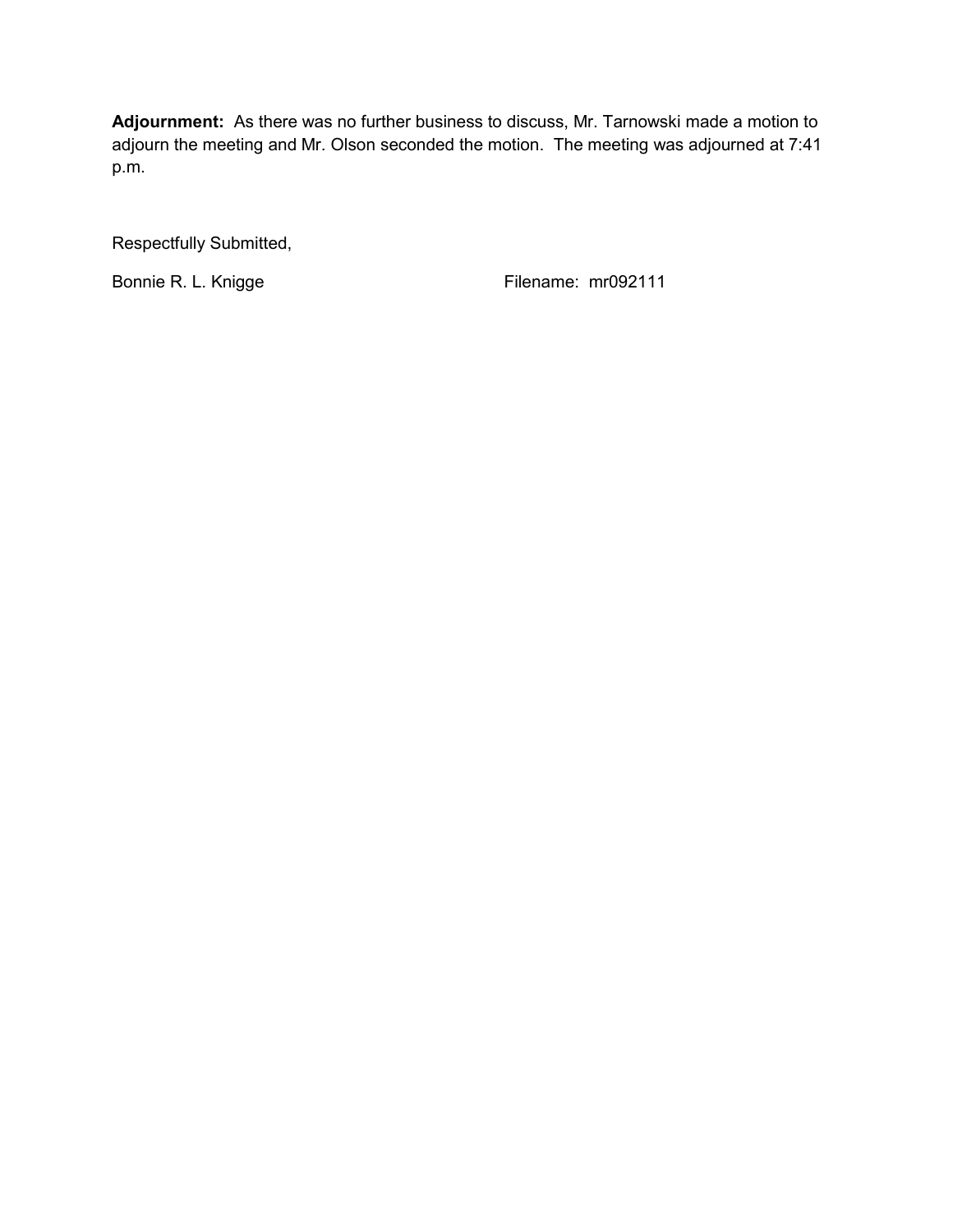**Adjournment:** As there was no further business to discuss, Mr. Tarnowski made a motion to adjourn the meeting and Mr. Olson seconded the motion. The meeting was adjourned at 7:41 p.m.

Respectfully Submitted,

Bonnie R. L. Knigge                                        Filename: mr092111